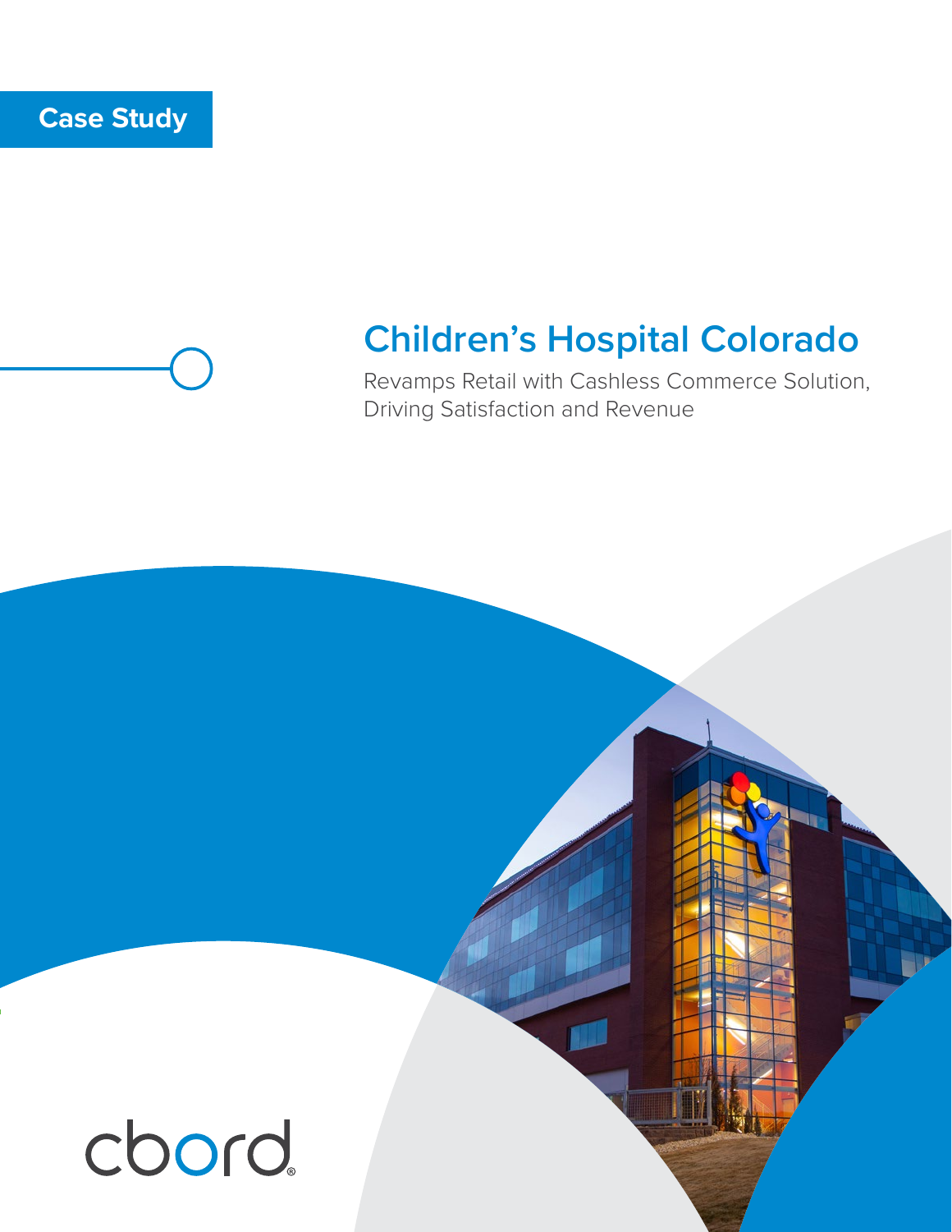Case Study

# Children's Hospital Colorado

Revamps Retail with Cashless Commerce Solution, Driving Satisfaction and Revenue

cbord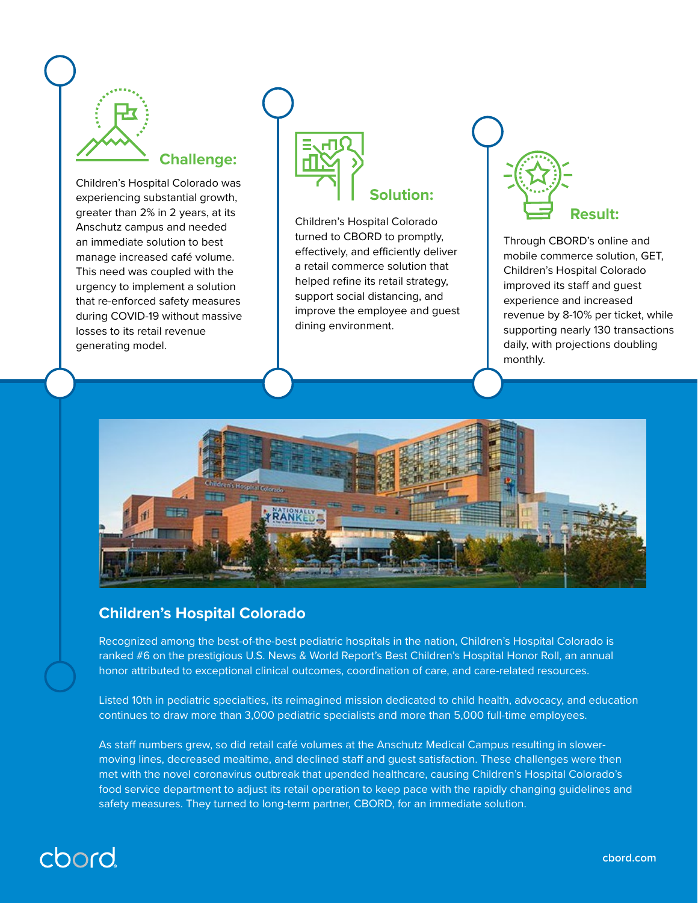## Challenge:

Children's Hospital Colorado was experiencing substantial growth, greater than 2% in 2 years, at its Anschutz campus and needed an immediate solution to best manage increased café volume. This need was coupled with the urgency to implement a solution that re-enforced safety measures during COVID-19 without massive losses to its retail revenue generating model.

## Solution:

Children's Hospital Colorado turned to CBORD to promptly, effectively, and efficiently deliver a retail commerce solution that helped refine its retail strategy, support social distancing, and improve the employee and guest dining environment.

## Result:

Through CBORD's online and mobile commerce solution, GET, Children's Hospital Colorado improved its staff and guest experience and increased revenue by 8-10% per ticket, while supporting nearly 130 transactions daily, with projections doubling monthly.

## Children's Hospital Colorado

Recognized among the best-of-the-best pediatric hospitals in the nation, Children's Hospital Colorado is ranked #6 on the prestigious U.S. News & World Report's Best Children's Hospital Honor Roll, an annual honor attributed to exceptional clinical outcomes, coordination of care, and care-related resources.

Listed 10th in pediatric specialties, its reimagined mission dedicated to child health, advocacy, and education continues to draw more than 3,000 pediatric specialists and more than 5,000 full-time employees.

As staff numbers grew, so did retail café volumes at the Anschutz Medical Campus resulting in slower-moving lines, decreased mealtime, and declined staff and guest satisfaction. These challenges were then met with the novel coronavirus outbreak that upended healthcare, causing Children's Hospital Colorado's food service department to adjust its retail operation to keep pace with the rapidly changing guidelines and safety measures. They turned to long-term partner, CBORD, for an immediate solution.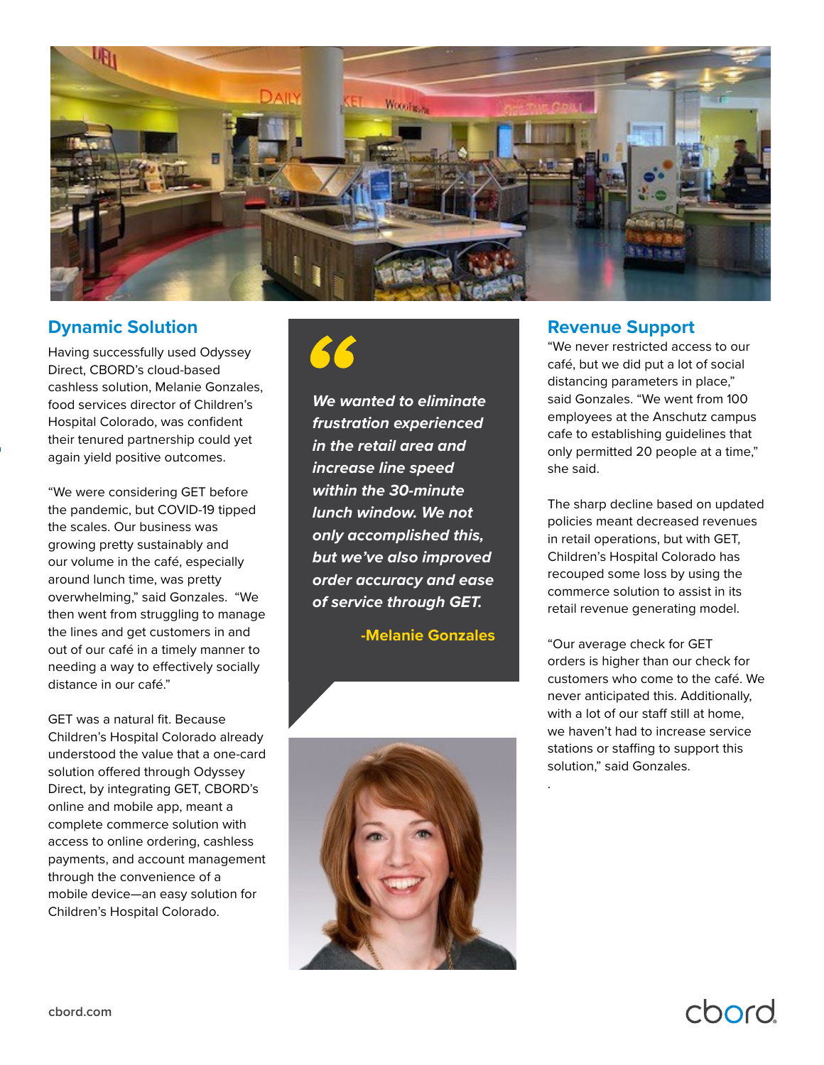## Dynamic Solution

Having successfully used Odyssey Direct, CBORD's cloud-based cashless solution, Melanie Gonzales, food services director of Children's Hospital Colorado, was confident their tenured partnership could yet again yield positive outcomes.

"We were considering GET before the pandemic, but COVID-19 tipped the scales. Our business was growing pretty sustainably and our volume in the café, especially around lunch time, was pretty overwhelming," said Gonzales. "We then went from struggling to manage the lines and get customers in and out of our café in a timely manner to needing a way to effectively socially distance in our café."

GET was a natural fit. Because Children's Hospital Colorado already understood the value that a one-card solution offered through Odyssey Direct, by integrating GET, CBORD's online and mobile app, meant a complete commerce solution with access to online ordering, cashless payments, and account management through the convenience of a mobile device—an easy solution for Children's Hospital Colorado.

> ***We wanted to eliminate frustration experienced in the retail area and increase line speed within the 30-minute lunch window. We not only accomplished this, but we've also improved order accuracy and ease of service through GET.***
>
> **-Melanie Gonzales**

## Revenue Support

"We never restricted access to our café, but we did put a lot of social distancing parameters in place," said Gonzales. "We went from 100 employees at the Anschutz campus cafe to establishing guidelines that only permitted 20 people at a time," she said.

The sharp decline based on updated policies meant decreased revenues in retail operations, but with GET, Children's Hospital Colorado has recouped some loss by using the commerce solution to assist in its retail revenue generating model.

"Our average check for GET orders is higher than our check for customers who come to the café. We never anticipated this. Additionally, with a lot of our staff still at home, we haven't had to increase service stations or staffing to support this solution," said Gonzales.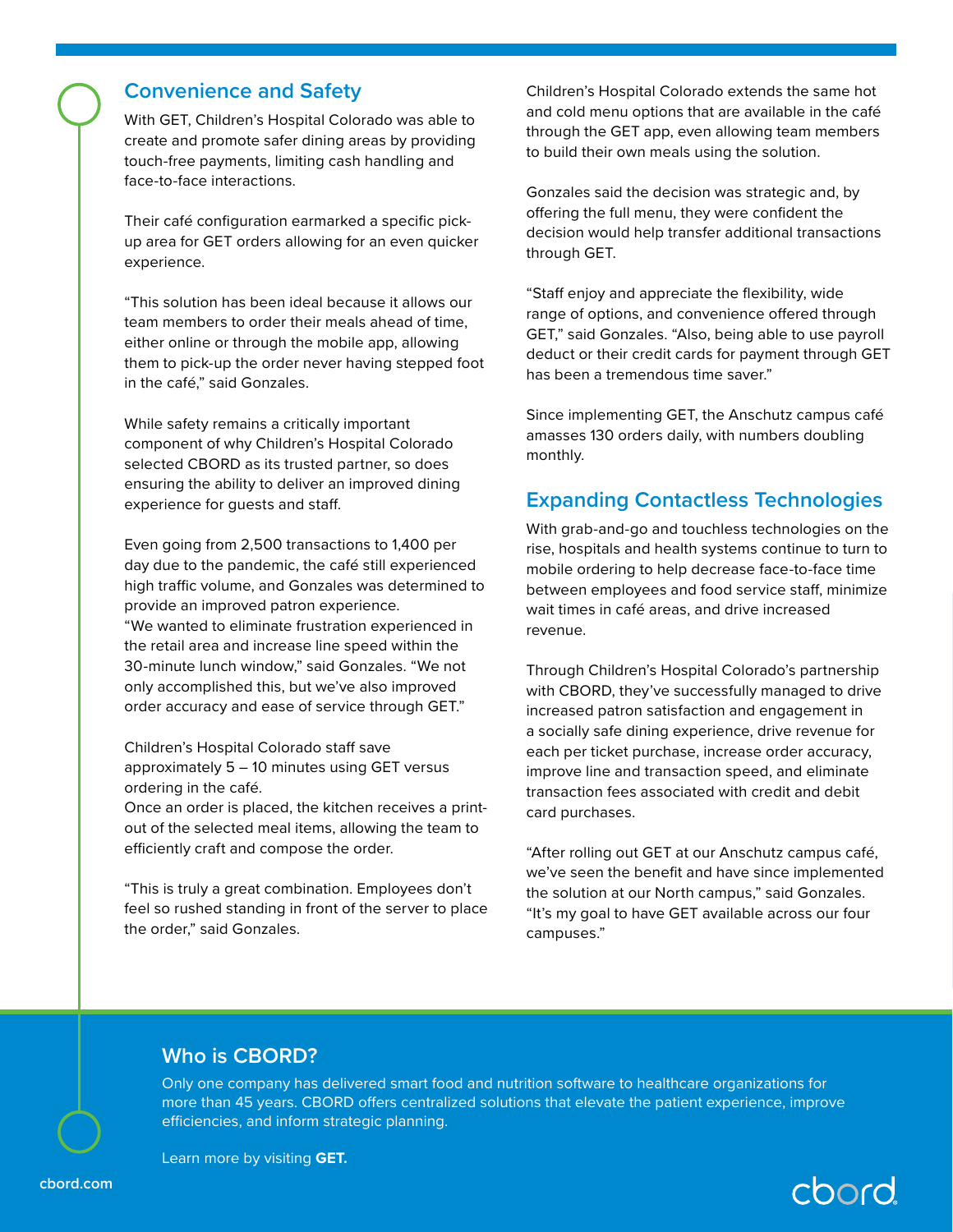## Convenience and Safety

With GET, Children's Hospital Colorado was able to create and promote safer dining areas by providing touch-free payments, limiting cash handling and face-to-face interactions.

Their café configuration earmarked a specific pick-up area for GET orders allowing for an even quicker experience.

"This solution has been ideal because it allows our team members to order their meals ahead of time, either online or through the mobile app, allowing them to pick-up the order never having stepped foot in the café," said Gonzales.

While safety remains a critically important component of why Children's Hospital Colorado selected CBORD as its trusted partner, so does ensuring the ability to deliver an improved dining experience for guests and staff.

Even going from 2,500 transactions to 1,400 per day due to the pandemic, the café still experienced high traffic volume, and Gonzales was determined to provide an improved patron experience.
"We wanted to eliminate frustration experienced in the retail area and increase line speed within the 30-minute lunch window," said Gonzales. "We not only accomplished this, but we've also improved order accuracy and ease of service through GET."

Children's Hospital Colorado staff save approximately 5 – 10 minutes using GET versus ordering in the café.
Once an order is placed, the kitchen receives a print-out of the selected meal items, allowing the team to efficiently craft and compose the order.

"This is truly a great combination. Employees don't feel so rushed standing in front of the server to place the order," said Gonzales.

Children's Hospital Colorado extends the same hot and cold menu options that are available in the café through the GET app, even allowing team members to build their own meals using the solution.

Gonzales said the decision was strategic and, by offering the full menu, they were confident the decision would help transfer additional transactions through GET.

"Staff enjoy and appreciate the flexibility, wide range of options, and convenience offered through GET," said Gonzales. "Also, being able to use payroll deduct or their credit cards for payment through GET has been a tremendous time saver."

Since implementing GET, the Anschutz campus café amasses 130 orders daily, with numbers doubling monthly.

## Expanding Contactless Technologies

With grab-and-go and touchless technologies on the rise, hospitals and health systems continue to turn to mobile ordering to help decrease face-to-face time between employees and food service staff, minimize wait times in café areas, and drive increased revenue.

Through Children's Hospital Colorado's partnership with CBORD, they've successfully managed to drive increased patron satisfaction and engagement in a socially safe dining experience, drive revenue for each per ticket purchase, increase order accuracy, improve line and transaction speed, and eliminate transaction fees associated with credit and debit card purchases.

"After rolling out GET at our Anschutz campus café, we've seen the benefit and have since implemented the solution at our North campus," said Gonzales. "It's my goal to have GET available across our four campuses."

## Who is CBORD?

Only one company has delivered smart food and nutrition software to healthcare organizations for more than 45 years. CBORD offers centralized solutions that elevate the patient experience, improve efficiencies, and inform strategic planning.

Learn more by visiting **GET.**

cbord.com

cbord